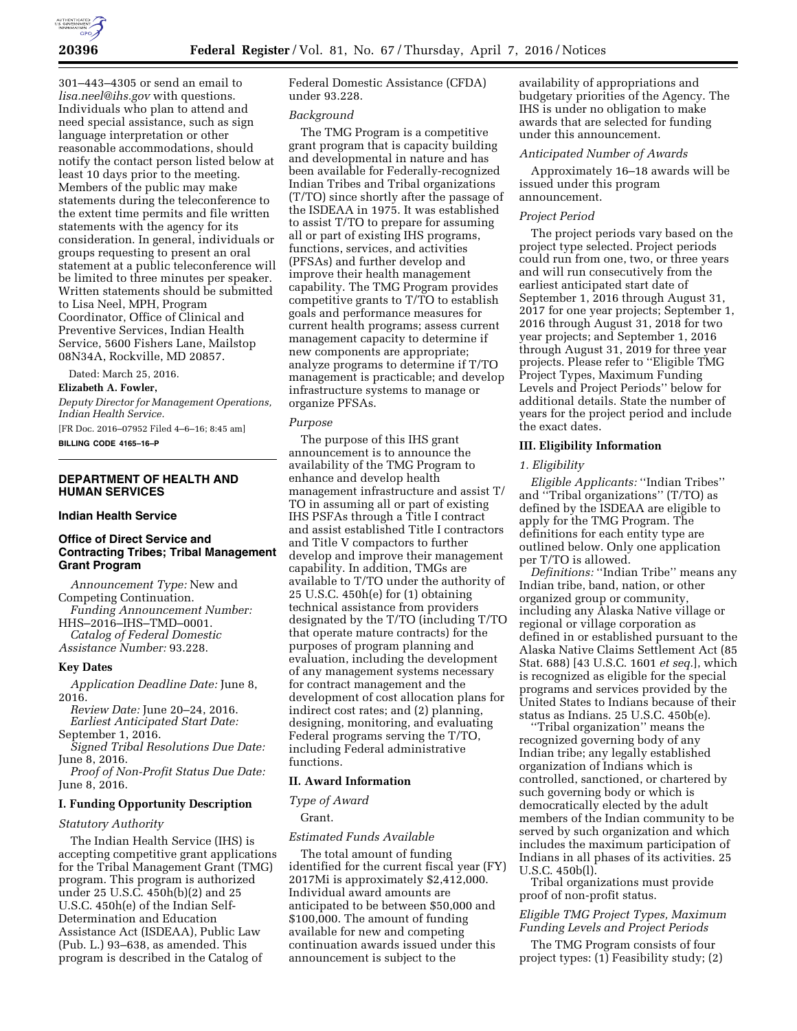301–443–4305 or send an email to *lisa.neel@ihs.gov* with questions. Individuals who plan to attend and need special assistance, such as sign language interpretation or other reasonable accommodations, should notify the contact person listed below at least 10 days prior to the meeting. Members of the public may make statements during the teleconference to the extent time permits and file written statements with the agency for its consideration. In general, individuals or groups requesting to present an oral statement at a public teleconference will be limited to three minutes per speaker. Written statements should be submitted to Lisa Neel, MPH, Program Coordinator, Office of Clinical and Preventive Services, Indian Health Service, 5600 Fishers Lane, Mailstop 08N34A, Rockville, MD 20857.

Dated: March 25, 2016.

**Elizabeth A. Fowler,**

*Deputy Director for Management Operations, Indian Health Service.*

[FR Doc. 2016–07952 Filed 4–6–16; 8:45 am]

**BILLING CODE 4165–16–P**

## DEPARTMENT OF HEALTH AND HUMAN SERVICES

### Indian Health Service

### Office of Direct Service and Contracting Tribes; Tribal Management Grant Program

*Announcement Type:* New and Competing Continuation.

*Funding Announcement Number:* HHS–2016–IHS–TMD–0001.

*Catalog of Federal Domestic Assistance Number:* 93.228.

### Key Dates

*Application Deadline Date:* June 8, 2016.

*Review Date:* June 20–24, 2016.

*Earliest Anticipated Start Date:* September 1, 2016.

*Signed Tribal Resolutions Due Date:* June 8, 2016.

*Proof of Non-Profit Status Due Date:* June 8, 2016.

### I. Funding Opportunity Description

*Statutory Authority*

The Indian Health Service (IHS) is accepting competitive grant applications for the Tribal Management Grant (TMG) program. This program is authorized under 25 U.S.C. 450h(b)(2) and 25 U.S.C. 450h(e) of the Indian Self-Determination and Education Assistance Act (ISDEAA), Public Law (Pub. L.) 93–638, as amended. This program is described in the Catalog of Federal Domestic Assistance (CFDA) under 93.228.

*Background*

The TMG Program is a competitive grant program that is capacity building and developmental in nature and has been available for Federally-recognized Indian Tribes and Tribal organizations (T/TO) since shortly after the passage of the ISDEAA in 1975. It was established to assist T/TO to prepare for assuming all or part of existing IHS programs, functions, services, and activities (PFSAs) and further develop and improve their health management capability. The TMG Program provides competitive grants to T/TO to establish goals and performance measures for current health programs; assess current management capacity to determine if new components are appropriate; analyze programs to determine if T/TO management is practicable; and develop infrastructure systems to manage or organize PFSAs.

*Purpose*

The purpose of this IHS grant announcement is to announce the availability of the TMG Program to enhance and develop health management infrastructure and assist T/TO in assuming all or part of existing IHS PSFAs through a Title I contract and assist established Title I contractors and Title V compactors to further develop and improve their management capability. In addition, TMGs are available to T/TO under the authority of 25 U.S.C. 450h(e) for (1) obtaining technical assistance from providers designated by the T/TO (including T/TO that operate mature contracts) for the purposes of program planning and evaluation, including the development of any management systems necessary for contract management and the development of cost allocation plans for indirect cost rates; and (2) planning, designing, monitoring, and evaluating Federal programs serving the T/TO, including Federal administrative functions.

### II. Award Information

*Type of Award*

Grant.

*Estimated Funds Available*

The total amount of funding identified for the current fiscal year (FY) 2017Mi is approximately $2,412,000. Individual award amounts are anticipated to be between $50,000 and $100,000. The amount of funding available for new and competing continuation awards issued under this announcement is subject to the availability of appropriations and budgetary priorities of the Agency. The IHS is under no obligation to make awards that are selected for funding under this announcement.

*Anticipated Number of Awards*

Approximately 16–18 awards will be issued under this program announcement.

*Project Period*

The project periods vary based on the project type selected. Project periods could run from one, two, or three years and will run consecutively from the earliest anticipated start date of September 1, 2016 through August 31, 2017 for one year projects; September 1, 2016 through August 31, 2018 for two year projects; and September 1, 2016 through August 31, 2019 for three year projects. Please refer to ''Eligible TMG Project Types, Maximum Funding Levels and Project Periods'' below for additional details. State the number of years for the project period and include the exact dates.

### III. Eligibility Information

*1. Eligibility*

*Eligible Applicants:* ''Indian Tribes'' and ''Tribal organizations'' (T/TO) as defined by the ISDEAA are eligible to apply for the TMG Program. The definitions for each entity type are outlined below. Only one application per T/TO is allowed.

*Definitions:* ''Indian Tribe'' means any Indian tribe, band, nation, or other organized group or community, including any Alaska Native village or regional or village corporation as defined in or established pursuant to the Alaska Native Claims Settlement Act (85 Stat. 688) [43 U.S.C. 1601 *et seq.*], which is recognized as eligible for the special programs and services provided by the United States to Indians because of their status as Indians. 25 U.S.C. 450b(e).

''Tribal organization'' means the recognized governing body of any Indian tribe; any legally established organization of Indians which is controlled, sanctioned, or chartered by such governing body or which is democratically elected by the adult members of the Indian community to be served by such organization and which includes the maximum participation of Indians in all phases of its activities. 25 U.S.C. 450b(l).

Tribal organizations must provide proof of non-profit status.

*Eligible TMG Project Types, Maximum Funding Levels and Project Periods*

The TMG Program consists of four project types: (1) Feasibility study; (2)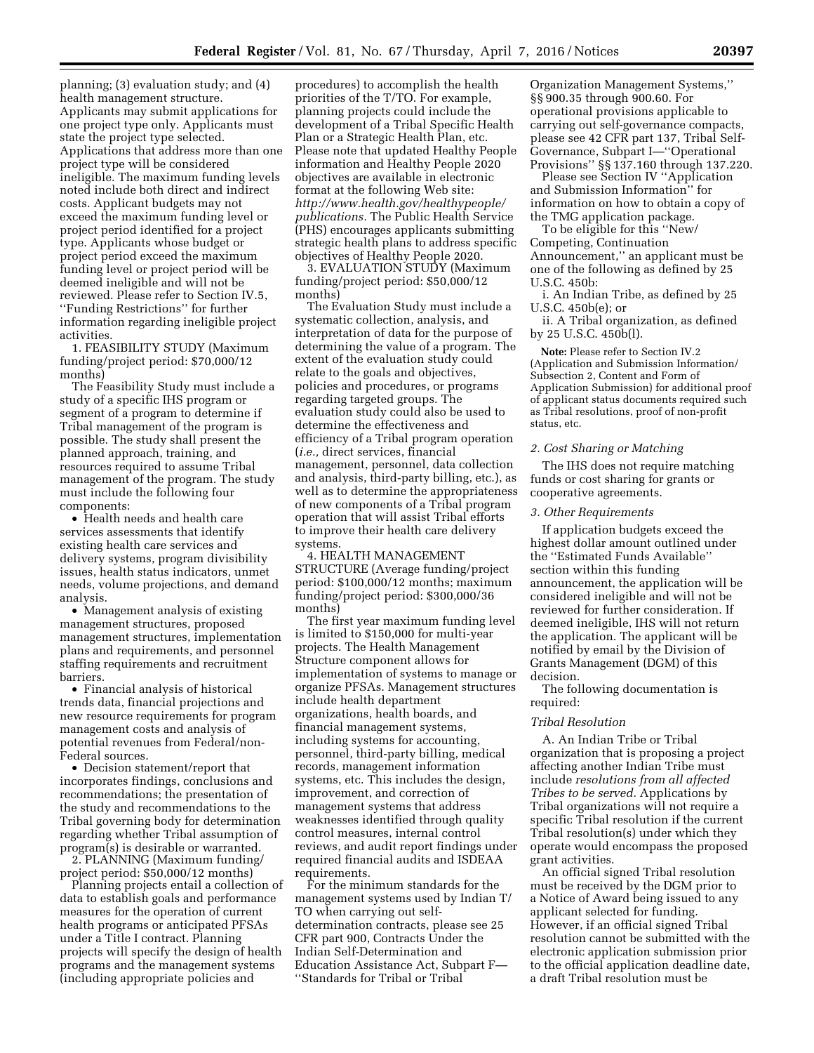planning; (3) evaluation study; and (4) health management structure. Applicants may submit applications for one project type only. Applicants must state the project type selected. Applications that address more than one project type will be considered ineligible. The maximum funding levels noted include both direct and indirect costs. Applicant budgets may not exceed the maximum funding level or project period identified for a project type. Applicants whose budget or project period exceed the maximum funding level or project period will be deemed ineligible and will not be reviewed. Please refer to Section IV.5, ''Funding Restrictions'' for further information regarding ineligible project activities.

1. FEASIBILITY STUDY (Maximum funding/project period: $70,000/12 months)

The Feasibility Study must include a study of a specific IHS program or segment of a program to determine if Tribal management of the program is possible. The study shall present the planned approach, training, and resources required to assume Tribal management of the program. The study must include the following four components:

- Health needs and health care services assessments that identify existing health care services and delivery systems, program divisibility issues, health status indicators, unmet needs, volume projections, and demand analysis.
- Management analysis of existing management structures, proposed management structures, implementation plans and requirements, and personnel staffing requirements and recruitment barriers.
- Financial analysis of historical trends data, financial projections and new resource requirements for program management costs and analysis of potential revenues from Federal/non-Federal sources.
- Decision statement/report that incorporates findings, conclusions and recommendations; the presentation of the study and recommendations to the Tribal governing body for determination regarding whether Tribal assumption of program(s) is desirable or warranted.

2. PLANNING (Maximum funding/project period: $50,000/12 months)

Planning projects entail a collection of data to establish goals and performance measures for the operation of current health programs or anticipated PFSAs under a Title I contract. Planning projects will specify the design of health programs and the management systems (including appropriate policies and procedures) to accomplish the health priorities of the T/TO. For example, planning projects could include the development of a Tribal Specific Health Plan or a Strategic Health Plan, etc. Please note that updated Healthy People information and Healthy People 2020 objectives are available in electronic format at the following Web site: *http://www.health.gov/healthypeople/publications.* The Public Health Service (PHS) encourages applicants submitting strategic health plans to address specific objectives of Healthy People 2020.

3. EVALUATION STUDY (Maximum funding/project period: $50,000/12 months)

The Evaluation Study must include a systematic collection, analysis, and interpretation of data for the purpose of determining the value of a program. The extent of the evaluation study could relate to the goals and objectives, policies and procedures, or programs regarding targeted groups. The evaluation study could also be used to determine the effectiveness and efficiency of a Tribal program operation (*i.e.,* direct services, financial management, personnel, data collection and analysis, third-party billing, etc.), as well as to determine the appropriateness of new components of a Tribal program operation that will assist Tribal efforts to improve their health care delivery systems.

4. HEALTH MANAGEMENT STRUCTURE (Average funding/project period: $100,000/12 months; maximum funding/project period: $300,000/36 months)

The first year maximum funding level is limited to $150,000 for multi-year projects. The Health Management Structure component allows for implementation of systems to manage or organize PFSAs. Management structures include health department organizations, health boards, and financial management systems, including systems for accounting, personnel, third-party billing, medical records, management information systems, etc. This includes the design, improvement, and correction of management systems that address weaknesses identified through quality control measures, internal control reviews, and audit report findings under required financial audits and ISDEAA requirements.

For the minimum standards for the management systems used by Indian T/TO when carrying out self-determination contracts, please see 25 CFR part 900, Contracts Under the Indian Self-Determination and Education Assistance Act, Subpart F—''Standards for Tribal or Tribal Organization Management Systems,'' §§ 900.35 through 900.60. For operational provisions applicable to carrying out self-governance compacts, please see 42 CFR part 137, Tribal Self-Governance, Subpart I—''Operational Provisions'' §§ 137.160 through 137.220.

Please see Section IV ''Application and Submission Information'' for information on how to obtain a copy of the TMG application package.

To be eligible for this ''New/Competing, Continuation Announcement,'' an applicant must be one of the following as defined by 25 U.S.C. 450b:

i. An Indian Tribe, as defined by 25 U.S.C. 450b(e); or

ii. A Tribal organization, as defined by 25 U.S.C. 450b(l).

**Note:** Please refer to Section IV.2 (Application and Submission Information/Subsection 2, Content and Form of Application Submission) for additional proof of applicant status documents required such as Tribal resolutions, proof of non-profit status, etc.

### *2. Cost Sharing or Matching*

The IHS does not require matching funds or cost sharing for grants or cooperative agreements.

### *3. Other Requirements*

If application budgets exceed the highest dollar amount outlined under the ''Estimated Funds Available'' section within this funding announcement, the application will be considered ineligible and will not be reviewed for further consideration. If deemed ineligible, IHS will not return the application. The applicant will be notified by email by the Division of Grants Management (DGM) of this decision.

The following documentation is required:

#### *Tribal Resolution*

A. An Indian Tribe or Tribal organization that is proposing a project affecting another Indian Tribe must include *resolutions from all affected Tribes to be served.* Applications by Tribal organizations will not require a specific Tribal resolution if the current Tribal resolution(s) under which they operate would encompass the proposed grant activities.

An official signed Tribal resolution must be received by the DGM prior to a Notice of Award being issued to any applicant selected for funding. However, if an official signed Tribal resolution cannot be submitted with the electronic application submission prior to the official application deadline date, a draft Tribal resolution must be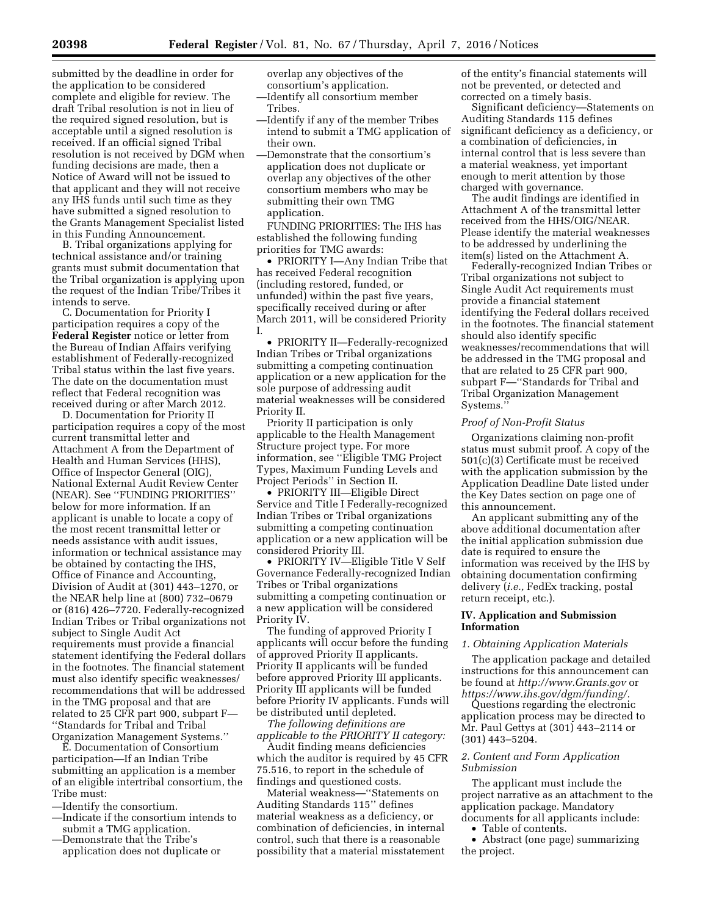submitted by the deadline in order for the application to be considered complete and eligible for review. The draft Tribal resolution is not in lieu of the required signed resolution, but is acceptable until a signed resolution is received. If an official signed Tribal resolution is not received by DGM when funding decisions are made, then a Notice of Award will not be issued to that applicant and they will not receive any IHS funds until such time as they have submitted a signed resolution to the Grants Management Specialist listed in this Funding Announcement.

B. Tribal organizations applying for technical assistance and/or training grants must submit documentation that the Tribal organization is applying upon the request of the Indian Tribe/Tribes it intends to serve.

C. Documentation for Priority I participation requires a copy of the **Federal Register** notice or letter from the Bureau of Indian Affairs verifying establishment of Federally-recognized Tribal status within the last five years. The date on the documentation must reflect that Federal recognition was received during or after March 2012.

D. Documentation for Priority II participation requires a copy of the most current transmittal letter and Attachment A from the Department of Health and Human Services (HHS), Office of Inspector General (OIG), National External Audit Review Center (NEAR). See ''FUNDING PRIORITIES'' below for more information. If an applicant is unable to locate a copy of the most recent transmittal letter or needs assistance with audit issues, information or technical assistance may be obtained by contacting the IHS, Office of Finance and Accounting, Division of Audit at (301) 443–1270, or the NEAR help line at (800) 732–0679 or (816) 426–7720. Federally-recognized Indian Tribes or Tribal organizations not subject to Single Audit Act requirements must provide a financial statement identifying the Federal dollars in the footnotes. The financial statement must also identify specific weaknesses/recommendations that will be addressed in the TMG proposal and that are related to 25 CFR part 900, subpart F— ''Standards for Tribal and Tribal Organization Management Systems.''

E. Documentation of Consortium participation—If an Indian Tribe submitting an application is a member of an eligible intertribal consortium, the Tribe must:

—Identify the consortium.
—Indicate if the consortium intends to submit a TMG application.
—Demonstrate that the Tribe's application does not duplicate or overlap any objectives of the consortium's application.
—Identify all consortium member Tribes.
—Identify if any of the member Tribes intend to submit a TMG application of their own.
—Demonstrate that the consortium's application does not duplicate or overlap any objectives of the other consortium members who may be submitting their own TMG application.

FUNDING PRIORITIES: The IHS has established the following funding priorities for TMG awards:

- PRIORITY I—Any Indian Tribe that has received Federal recognition (including restored, funded, or unfunded) within the past five years, specifically received during or after March 2011, will be considered Priority I.
- PRIORITY II—Federally-recognized Indian Tribes or Tribal organizations submitting a competing continuation application or a new application for the sole purpose of addressing audit material weaknesses will be considered Priority II.

Priority II participation is only applicable to the Health Management Structure project type. For more information, see ''Eligible TMG Project Types, Maximum Funding Levels and Project Periods'' in Section II.

- PRIORITY III—Eligible Direct Service and Title I Federally-recognized Indian Tribes or Tribal organizations submitting a competing continuation application or a new application will be considered Priority III.
- PRIORITY IV—Eligible Title V Self Governance Federally-recognized Indian Tribes or Tribal organizations submitting a competing continuation or a new application will be considered Priority IV.

The funding of approved Priority I applicants will occur before the funding of approved Priority II applicants. Priority II applicants will be funded before approved Priority III applicants. Priority III applicants will be funded before Priority IV applicants. Funds will be distributed until depleted.

*The following definitions are applicable to the PRIORITY II category:*

Audit finding means deficiencies which the auditor is required by 45 CFR 75.516, to report in the schedule of findings and questioned costs.

Material weakness—''Statements on Auditing Standards 115'' defines material weakness as a deficiency, or combination of deficiencies, in internal control, such that there is a reasonable possibility that a material misstatement of the entity's financial statements will not be prevented, or detected and corrected on a timely basis.

Significant deficiency—Statements on Auditing Standards 115 defines significant deficiency as a deficiency, or a combination of deficiencies, in internal control that is less severe than a material weakness, yet important enough to merit attention by those charged with governance.

The audit findings are identified in Attachment A of the transmittal letter received from the HHS/OIG/NEAR. Please identify the material weaknesses to be addressed by underlining the item(s) listed on the Attachment A.

Federally-recognized Indian Tribes or Tribal organizations not subject to Single Audit Act requirements must provide a financial statement identifying the Federal dollars received in the footnotes. The financial statement should also identify specific weaknesses/recommendations that will be addressed in the TMG proposal and that are related to 25 CFR part 900, subpart F—''Standards for Tribal and Tribal Organization Management Systems.''

### *Proof of Non-Profit Status*

Organizations claiming non-profit status must submit proof. A copy of the 501(c)(3) Certificate must be received with the application submission by the Application Deadline Date listed under the Key Dates section on page one of this announcement.

An applicant submitting any of the above additional documentation after the initial application submission due date is required to ensure the information was received by the IHS by obtaining documentation confirming delivery (*i.e.,* FedEx tracking, postal return receipt, etc.).

## IV. Application and Submission Information

### *1. Obtaining Application Materials*

The application package and detailed instructions for this announcement can be found at *http://www.Grants.gov* or *https://www.ihs.gov/dgm/funding/*.

Questions regarding the electronic application process may be directed to Mr. Paul Gettys at (301) 443–2114 or (301) 443–5204.

### *2. Content and Form Application Submission*

The applicant must include the project narrative as an attachment to the application package. Mandatory documents for all applicants include:

- Table of contents.
- Abstract (one page) summarizing the project.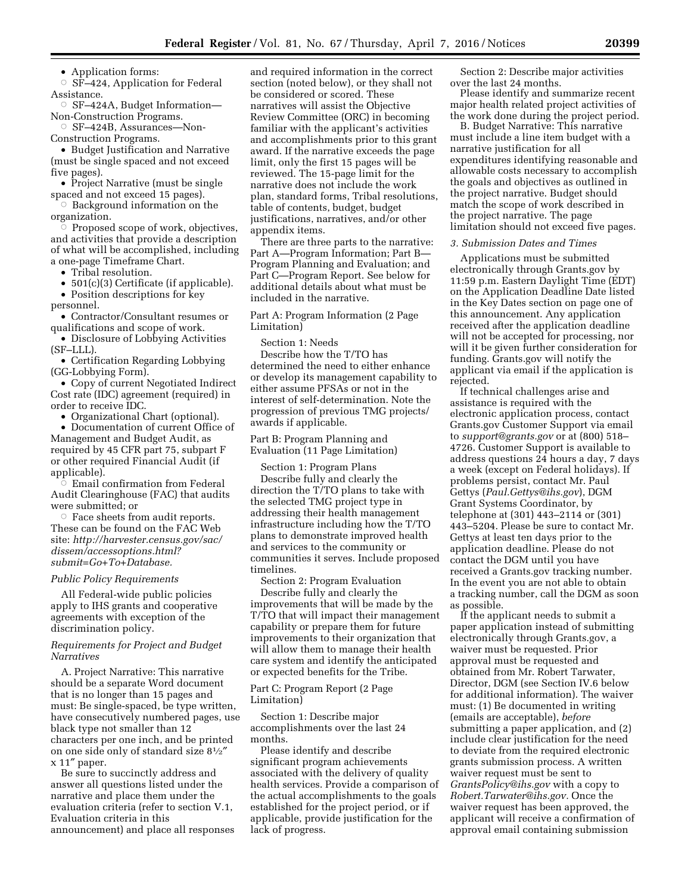- Application forms:
  - SF–424, Application for Federal Assistance.
  - SF–424A, Budget Information—Non-Construction Programs.
  - SF–424B, Assurances—Non-Construction Programs.
- Budget Justification and Narrative (must be single spaced and not exceed five pages).
- Project Narrative (must be single spaced and not exceed 15 pages).
  - Background information on the organization.
  - Proposed scope of work, objectives, and activities that provide a description of what will be accomplished, including a one-page Timeframe Chart.
- Tribal resolution.
- 501(c)(3) Certificate (if applicable).
- Position descriptions for key personnel.
- Contractor/Consultant resumes or qualifications and scope of work.
- Disclosure of Lobbying Activities (SF–LLL).
- Certification Regarding Lobbying (GG-Lobbying Form).
- Copy of current Negotiated Indirect Cost rate (IDC) agreement (required) in order to receive IDC.
- Organizational Chart (optional).
- Documentation of current Office of Management and Budget Audit, as required by 45 CFR part 75, subpart F or other required Financial Audit (if applicable).
  - Email confirmation from Federal Audit Clearinghouse (FAC) that audits were submitted; or
  - Face sheets from audit reports. These can be found on the FAC Web site: *http://harvester.census.gov/sac/dissem/accessoptions.html?submit=Go+To+Database.*

*Public Policy Requirements*

All Federal-wide public policies apply to IHS grants and cooperative agreements with exception of the discrimination policy.

*Requirements for Project and Budget Narratives*

A. Project Narrative: This narrative should be a separate Word document that is no longer than 15 pages and must: Be single-spaced, be type written, have consecutively numbered pages, use black type not smaller than 12 characters per one inch, and be printed on one side only of standard size 8½″ x 11″ paper.

Be sure to succinctly address and answer all questions listed under the narrative and place them under the evaluation criteria (refer to section V.1, Evaluation criteria in this announcement) and place all responses and required information in the correct section (noted below), or they shall not be considered or scored. These narratives will assist the Objective Review Committee (ORC) in becoming familiar with the applicant's activities and accomplishments prior to this grant award. If the narrative exceeds the page limit, only the first 15 pages will be reviewed. The 15-page limit for the narrative does not include the work plan, standard forms, Tribal resolutions, table of contents, budget, budget justifications, narratives, and/or other appendix items.

There are three parts to the narrative: Part A—Program Information; Part B—Program Planning and Evaluation; and Part C—Program Report. See below for additional details about what must be included in the narrative.

Part A: Program Information (2 Page Limitation)

Section 1: Needs

Describe how the T/TO has determined the need to either enhance or develop its management capability to either assume PFSAs or not in the interest of self-determination. Note the progression of previous TMG projects/awards if applicable.

Part B: Program Planning and Evaluation (11 Page Limitation)

Section 1: Program Plans

Describe fully and clearly the direction the T/TO plans to take with the selected TMG project type in addressing their health management infrastructure including how the T/TO plans to demonstrate improved health and services to the community or communities it serves. Include proposed timelines.

Section 2: Program Evaluation

Describe fully and clearly the improvements that will be made by the T/TO that will impact their management capability or prepare them for future improvements to their organization that will allow them to manage their health care system and identify the anticipated or expected benefits for the Tribe.

Part C: Program Report (2 Page Limitation)

Section 1: Describe major accomplishments over the last 24 months.

Please identify and describe significant program achievements associated with the delivery of quality health services. Provide a comparison of the actual accomplishments to the goals established for the project period, or if applicable, provide justification for the lack of progress.

Section 2: Describe major activities over the last 24 months.

Please identify and summarize recent major health related project activities of the work done during the project period.

B. Budget Narrative: This narrative must include a line item budget with a narrative justification for all expenditures identifying reasonable and allowable costs necessary to accomplish the goals and objectives as outlined in the project narrative. Budget should match the scope of work described in the project narrative. The page limitation should not exceed five pages.

*3. Submission Dates and Times*

Applications must be submitted electronically through Grants.gov by 11:59 p.m. Eastern Daylight Time (EDT) on the Application Deadline Date listed in the Key Dates section on page one of this announcement. Any application received after the application deadline will not be accepted for processing, nor will it be given further consideration for funding. Grants.gov will notify the applicant via email if the application is rejected.

If technical challenges arise and assistance is required with the electronic application process, contact Grants.gov Customer Support via email to *support@grants.gov* or at (800) 518–4726. Customer Support is available to address questions 24 hours a day, 7 days a week (except on Federal holidays). If problems persist, contact Mr. Paul Gettys (*Paul.Gettys@ihs.gov*), DGM Grant Systems Coordinator, by telephone at (301) 443–2114 or (301) 443–5204. Please be sure to contact Mr. Gettys at least ten days prior to the application deadline. Please do not contact the DGM until you have received a Grants.gov tracking number. In the event you are not able to obtain a tracking number, call the DGM as soon as possible.

If the applicant needs to submit a paper application instead of submitting electronically through Grants.gov, a waiver must be requested. Prior approval must be requested and obtained from Mr. Robert Tarwater, Director, DGM (see Section IV.6 below for additional information). The waiver must: (1) Be documented in writing (emails are acceptable), *before* submitting a paper application, and (2) include clear justification for the need to deviate from the required electronic grants submission process. A written waiver request must be sent to *GrantsPolicy@ihs.gov* with a copy to *Robert.Tarwater@ihs.gov.* Once the waiver request has been approved, the applicant will receive a confirmation of approval email containing submission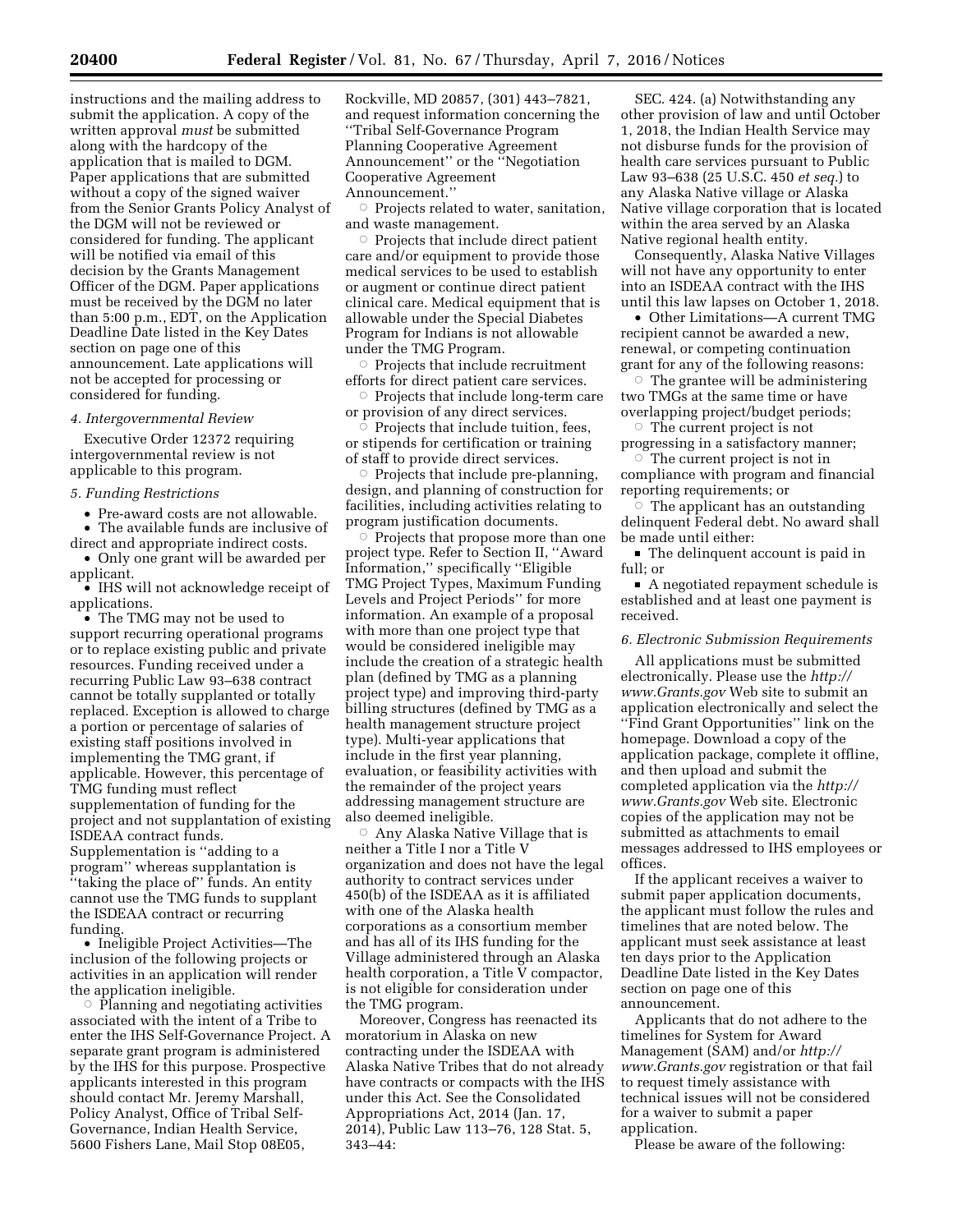instructions and the mailing address to submit the application. A copy of the written approval *must* be submitted along with the hardcopy of the application that is mailed to DGM. Paper applications that are submitted without a copy of the signed waiver from the Senior Grants Policy Analyst of the DGM will not be reviewed or considered for funding. The applicant will be notified via email of this decision by the Grants Management Officer of the DGM. Paper applications must be received by the DGM no later than 5:00 p.m., EDT, on the Application Deadline Date listed in the Key Dates section on page one of this announcement. Late applications will not be accepted for processing or considered for funding.

#### *4. Intergovernmental Review*

Executive Order 12372 requiring intergovernmental review is not applicable to this program.

#### *5. Funding Restrictions*

- Pre-award costs are not allowable.
- The available funds are inclusive of direct and appropriate indirect costs.
- Only one grant will be awarded per applicant.
- IHS will not acknowledge receipt of applications.
- The TMG may not be used to support recurring operational programs or to replace existing public and private resources. Funding received under a recurring Public Law 93–638 contract cannot be totally supplanted or totally replaced. Exception is allowed to charge a portion or percentage of salaries of existing staff positions involved in implementing the TMG grant, if applicable. However, this percentage of TMG funding must reflect supplementation of funding for the project and not supplantation of existing ISDEAA contract funds. Supplementation is ''adding to a program'' whereas supplantation is ''taking the place of'' funds. An entity cannot use the TMG funds to supplant the ISDEAA contract or recurring funding.
- Ineligible Project Activities—The inclusion of the following projects or activities in an application will render the application ineligible.
    - Planning and negotiating activities associated with the intent of a Tribe to enter the IHS Self-Governance Project. A separate grant program is administered by the IHS for this purpose. Prospective applicants interested in this program should contact Mr. Jeremy Marshall, Policy Analyst, Office of Tribal Self-Governance, Indian Health Service, 5600 Fishers Lane, Mail Stop 08E05, Rockville, MD 20857, (301) 443–7821, and request information concerning the ''Tribal Self-Governance Program Planning Cooperative Agreement Announcement'' or the ''Negotiation Cooperative Agreement Announcement.''
    - Projects related to water, sanitation, and waste management.
    - Projects that include direct patient care and/or equipment to provide those medical services to be used to establish or augment or continue direct patient clinical care. Medical equipment that is allowable under the Special Diabetes Program for Indians is not allowable under the TMG Program.
    - Projects that include recruitment efforts for direct patient care services.
    - Projects that include long-term care or provision of any direct services.
    - Projects that include tuition, fees, or stipends for certification or training of staff to provide direct services.
    - Projects that include pre-planning, design, and planning of construction for facilities, including activities relating to program justification documents.
    - Projects that propose more than one project type. Refer to Section II, ''Award Information,'' specifically ''Eligible TMG Project Types, Maximum Funding Levels and Project Periods'' for more information. An example of a proposal with more than one project type that would be considered ineligible may include the creation of a strategic health plan (defined by TMG as a planning project type) and improving third-party billing structures (defined by TMG as a health management structure project type). Multi-year applications that include in the first year planning, evaluation, or feasibility activities with the remainder of the project years addressing management structure are also deemed ineligible.
    - Any Alaska Native Village that is neither a Title I nor a Title V organization and does not have the legal authority to contract services under 450(b) of the ISDEAA as it is affiliated with one of the Alaska health corporations as a consortium member and has all of its IHS funding for the Village administered through an Alaska health corporation, a Title V compactor, is not eligible for consideration under the TMG program.

Moreover, Congress has reenacted its moratorium in Alaska on new contracting under the ISDEAA with Alaska Native Tribes that do not already have contracts or compacts with the IHS under this Act. See the Consolidated Appropriations Act, 2014 (Jan. 17, 2014), Public Law 113–76, 128 Stat. 5, 343–44:

SEC. 424. (a) Notwithstanding any other provision of law and until October 1, 2018, the Indian Health Service may not disburse funds for the provision of health care services pursuant to Public Law 93–638 (25 U.S.C. 450 *et seq.*) to any Alaska Native village or Alaska Native village corporation that is located within the area served by an Alaska Native regional health entity.

Consequently, Alaska Native Villages will not have any opportunity to enter into an ISDEAA contract with the IHS until this law lapses on October 1, 2018.

- Other Limitations—A current TMG recipient cannot be awarded a new, renewal, or competing continuation grant for any of the following reasons:
    - The grantee will be administering two TMGs at the same time or have overlapping project/budget periods;
    - The current project is not progressing in a satisfactory manner;
    - The current project is not in compliance with program and financial reporting requirements; or
    - The applicant has an outstanding delinquent Federal debt. No award shall be made until either:
        - The delinquent account is paid in full; or
        - A negotiated repayment schedule is established and at least one payment is received.

#### *6. Electronic Submission Requirements*

All applications must be submitted electronically. Please use the *http://www.Grants.gov* Web site to submit an application electronically and select the ''Find Grant Opportunities'' link on the homepage. Download a copy of the application package, complete it offline, and then upload and submit the completed application via the *http://www.Grants.gov* Web site. Electronic copies of the application may not be submitted as attachments to email messages addressed to IHS employees or offices.

If the applicant receives a waiver to submit paper application documents, the applicant must follow the rules and timelines that are noted below. The applicant must seek assistance at least ten days prior to the Application Deadline Date listed in the Key Dates section on page one of this announcement.

Applicants that do not adhere to the timelines for System for Award Management (SAM) and/or *http://www.Grants.gov* registration or that fail to request timely assistance with technical issues will not be considered for a waiver to submit a paper application.

Please be aware of the following: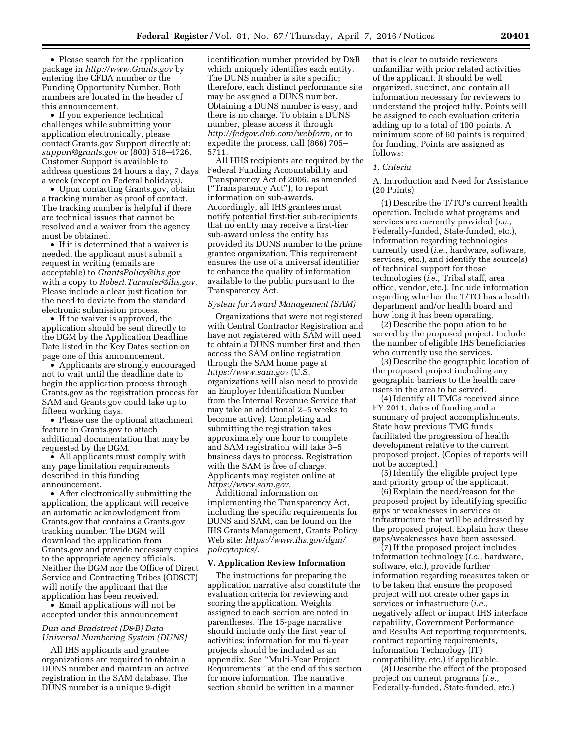- Please search for the application package in *http://www.Grants.gov* by entering the CFDA number or the Funding Opportunity Number. Both numbers are located in the header of this announcement.
- If you experience technical challenges while submitting your application electronically, please contact Grants.gov Support directly at: *support@grants.gov* or (800) 518–4726. Customer Support is available to address questions 24 hours a day, 7 days a week (except on Federal holidays).
- Upon contacting Grants.gov, obtain a tracking number as proof of contact. The tracking number is helpful if there are technical issues that cannot be resolved and a waiver from the agency must be obtained.
- If it is determined that a waiver is needed, the applicant must submit a request in writing (emails are acceptable) to *GrantsPolicy@ihs.gov* with a copy to *Robert.Tarwater@ihs.gov*. Please include a clear justification for the need to deviate from the standard electronic submission process.
- If the waiver is approved, the application should be sent directly to the DGM by the Application Deadline Date listed in the Key Dates section on page one of this announcement.
- Applicants are strongly encouraged not to wait until the deadline date to begin the application process through Grants.gov as the registration process for SAM and Grants.gov could take up to fifteen working days.
- Please use the optional attachment feature in Grants.gov to attach additional documentation that may be requested by the DGM.
- All applicants must comply with any page limitation requirements described in this funding announcement.
- After electronically submitting the application, the applicant will receive an automatic acknowledgment from Grants.gov that contains a Grants.gov tracking number. The DGM will download the application from Grants.gov and provide necessary copies to the appropriate agency officials. Neither the DGM nor the Office of Direct Service and Contracting Tribes (ODSCT) will notify the applicant that the application has been received.
- Email applications will not be accepted under this announcement.

*Dun and Bradstreet (D&B) Data Universal Numbering System (DUNS)*

All IHS applicants and grantee organizations are required to obtain a DUNS number and maintain an active registration in the SAM database. The DUNS number is a unique 9-digit identification number provided by D&B which uniquely identifies each entity. The DUNS number is site specific; therefore, each distinct performance site may be assigned a DUNS number. Obtaining a DUNS number is easy, and there is no charge. To obtain a DUNS number, please access it through *http://fedgov.dnb.com/webform*, or to expedite the process, call (866) 705–5711.

All HHS recipients are required by the Federal Funding Accountability and Transparency Act of 2006, as amended (''Transparency Act''), to report information on sub-awards. Accordingly, all IHS grantees must notify potential first-tier sub-recipients that no entity may receive a first-tier sub-award unless the entity has provided its DUNS number to the prime grantee organization. This requirement ensures the use of a universal identifier to enhance the quality of information available to the public pursuant to the Transparency Act.

*System for Award Management (SAM)*

Organizations that were not registered with Central Contractor Registration and have not registered with SAM will need to obtain a DUNS number first and then access the SAM online registration through the SAM home page at *https://www.sam.gov* (U.S. organizations will also need to provide an Employer Identification Number from the Internal Revenue Service that may take an additional 2–5 weeks to become active). Completing and submitting the registration takes approximately one hour to complete and SAM registration will take 3–5 business days to process. Registration with the SAM is free of charge. Applicants may register online at *https://www.sam.gov*.

Additional information on implementing the Transparency Act, including the specific requirements for DUNS and SAM, can be found on the IHS Grants Management, Grants Policy Web site: *https://www.ihs.gov/dgm/policytopics/*.

## V. Application Review Information

The instructions for preparing the application narrative also constitute the evaluation criteria for reviewing and scoring the application. Weights assigned to each section are noted in parentheses. The 15-page narrative should include only the first year of activities; information for multi-year projects should be included as an appendix. See ''Multi-Year Project Requirements'' at the end of this section for more information. The narrative section should be written in a manner that is clear to outside reviewers unfamiliar with prior related activities of the applicant. It should be well organized, succinct, and contain all information necessary for reviewers to understand the project fully. Points will be assigned to each evaluation criteria adding up to a total of 100 points. A minimum score of 60 points is required for funding. Points are assigned as follows:

*1. Criteria*

A. Introduction and Need for Assistance (20 Points)

(1) Describe the T/TO's current health operation. Include what programs and services are currently provided (*i.e.,* Federally-funded, State-funded, etc.), information regarding technologies currently used (*i.e.,* hardware, software, services, etc.), and identify the source(s) of technical support for those technologies (*i.e.,* Tribal staff, area office, vendor, etc.). Include information regarding whether the T/TO has a health department and/or health board and how long it has been operating.

(2) Describe the population to be served by the proposed project. Include the number of eligible IHS beneficiaries who currently use the services.

(3) Describe the geographic location of the proposed project including any geographic barriers to the health care users in the area to be served.

(4) Identify all TMGs received since FY 2011, dates of funding and a summary of project accomplishments. State how previous TMG funds facilitated the progression of health development relative to the current proposed project. (Copies of reports will not be accepted.)

(5) Identify the eligible project type and priority group of the applicant.

(6) Explain the need/reason for the proposed project by identifying specific gaps or weaknesses in services or infrastructure that will be addressed by the proposed project. Explain how these gaps/weaknesses have been assessed.

(7) If the proposed project includes information technology (*i.e.,* hardware, software, etc.), provide further information regarding measures taken or to be taken that ensure the proposed project will not create other gaps in services or infrastructure (*i.e.,* negatively affect or impact IHS interface capability, Government Performance and Results Act reporting requirements, contract reporting requirements, Information Technology (IT) compatibility, etc.) if applicable.

(8) Describe the effect of the proposed project on current programs (*i.e.,* Federally-funded, State-funded, etc.)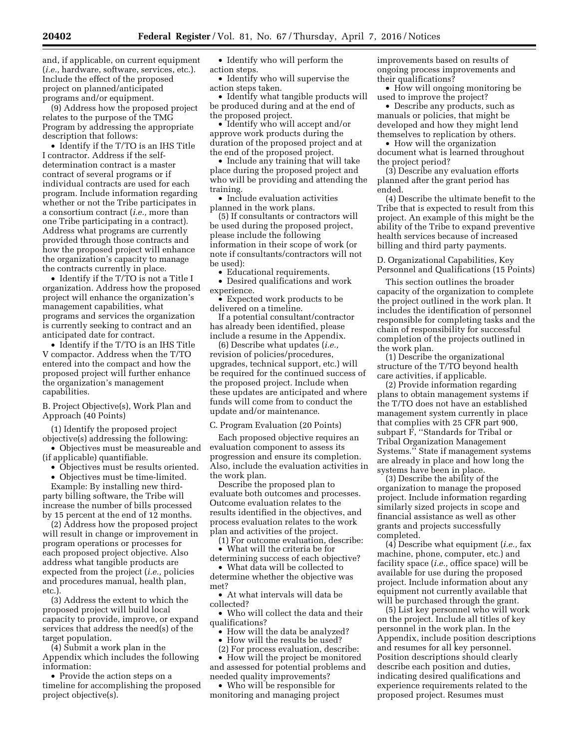and, if applicable, on current equipment (*i.e.,* hardware, software, services, etc.). Include the effect of the proposed project on planned/anticipated programs and/or equipment.

(9) Address how the proposed project relates to the purpose of the TMG Program by addressing the appropriate description that follows:

- Identify if the T/TO is an IHS Title I contractor. Address if the self-determination contract is a master contract of several programs or if individual contracts are used for each program. Include information regarding whether or not the Tribe participates in a consortium contract (*i.e.,* more than one Tribe participating in a contract). Address what programs are currently provided through those contracts and how the proposed project will enhance the organization's capacity to manage the contracts currently in place.
- Identify if the T/TO is not a Title I organization. Address how the proposed project will enhance the organization's management capabilities, what programs and services the organization is currently seeking to contract and an anticipated date for contract.
- Identify if the T/TO is an IHS Title V compactor. Address when the T/TO entered into the compact and how the proposed project will further enhance the organization's management capabilities.

B. Project Objective(s), Work Plan and Approach (40 Points)

(1) Identify the proposed project objective(s) addressing the following:

- Objectives must be measureable and (if applicable) quantifiable.
- Objectives must be results oriented.
- Objectives must be time-limited.

Example: By installing new third-party billing software, the Tribe will increase the number of bills processed by 15 percent at the end of 12 months.

(2) Address how the proposed project will result in change or improvement in program operations or processes for each proposed project objective. Also address what tangible products are expected from the project (*i.e.,* policies and procedures manual, health plan, etc.).

(3) Address the extent to which the proposed project will build local capacity to provide, improve, or expand services that address the need(s) of the target population.

(4) Submit a work plan in the Appendix which includes the following information:

- Provide the action steps on a timeline for accomplishing the proposed project objective(s).
- Identify who will perform the action steps.
- Identify who will supervise the action steps taken.
- Identify what tangible products will be produced during and at the end of the proposed project.
- Identify who will accept and/or approve work products during the duration of the proposed project and at the end of the proposed project.
- Include any training that will take place during the proposed project and who will be providing and attending the training.
- Include evaluation activities planned in the work plans.

(5) If consultants or contractors will be used during the proposed project, please include the following information in their scope of work (or note if consultants/contractors will not be used):

- Educational requirements.
- Desired qualifications and work experience.
- Expected work products to be delivered on a timeline.

If a potential consultant/contractor has already been identified, please include a resume in the Appendix.

(6) Describe what updates (*i.e.,* revision of policies/procedures, upgrades, technical support, etc.) will be required for the continued success of the proposed project. Include when these updates are anticipated and where funds will come from to conduct the update and/or maintenance.

C. Program Evaluation (20 Points)

Each proposed objective requires an evaluation component to assess its progression and ensure its completion. Also, include the evaluation activities in the work plan.

Describe the proposed plan to evaluate both outcomes and processes. Outcome evaluation relates to the results identified in the objectives, and process evaluation relates to the work plan and activities of the project.

(1) For outcome evaluation, describe:

- What will the criteria be for determining success of each objective?
- What data will be collected to determine whether the objective was met?
- At what intervals will data be collected?
- Who will collect the data and their qualifications?
- How will the data be analyzed?
- How will the results be used?

(2) For process evaluation, describe:

- How will the project be monitored and assessed for potential problems and needed quality improvements?
- Who will be responsible for monitoring and managing project improvements based on results of ongoing process improvements and their qualifications?
- How will ongoing monitoring be used to improve the project?
- Describe any products, such as manuals or policies, that might be developed and how they might lend themselves to replication by others.
- How will the organization document what is learned throughout the project period?

(3) Describe any evaluation efforts planned after the grant period has ended.

(4) Describe the ultimate benefit to the Tribe that is expected to result from this project. An example of this might be the ability of the Tribe to expand preventive health services because of increased billing and third party payments.

D. Organizational Capabilities, Key Personnel and Qualifications (15 Points)

This section outlines the broader capacity of the organization to complete the project outlined in the work plan. It includes the identification of personnel responsible for completing tasks and the chain of responsibility for successful completion of the projects outlined in the work plan.

(1) Describe the organizational structure of the T/TO beyond health care activities, if applicable.

(2) Provide information regarding plans to obtain management systems if the T/TO does not have an established management system currently in place that complies with 25 CFR part 900, subpart F, ''Standards for Tribal or Tribal Organization Management Systems.'' State if management systems are already in place and how long the systems have been in place.

(3) Describe the ability of the organization to manage the proposed project. Include information regarding similarly sized projects in scope and financial assistance as well as other grants and projects successfully completed.

(4) Describe what equipment (*i.e.,* fax machine, phone, computer, etc.) and facility space (*i.e.,* office space) will be available for use during the proposed project. Include information about any equipment not currently available that will be purchased through the grant.

(5) List key personnel who will work on the project. Include all titles of key personnel in the work plan. In the Appendix, include position descriptions and resumes for all key personnel. Position descriptions should clearly describe each position and duties, indicating desired qualifications and experience requirements related to the proposed project. Resumes must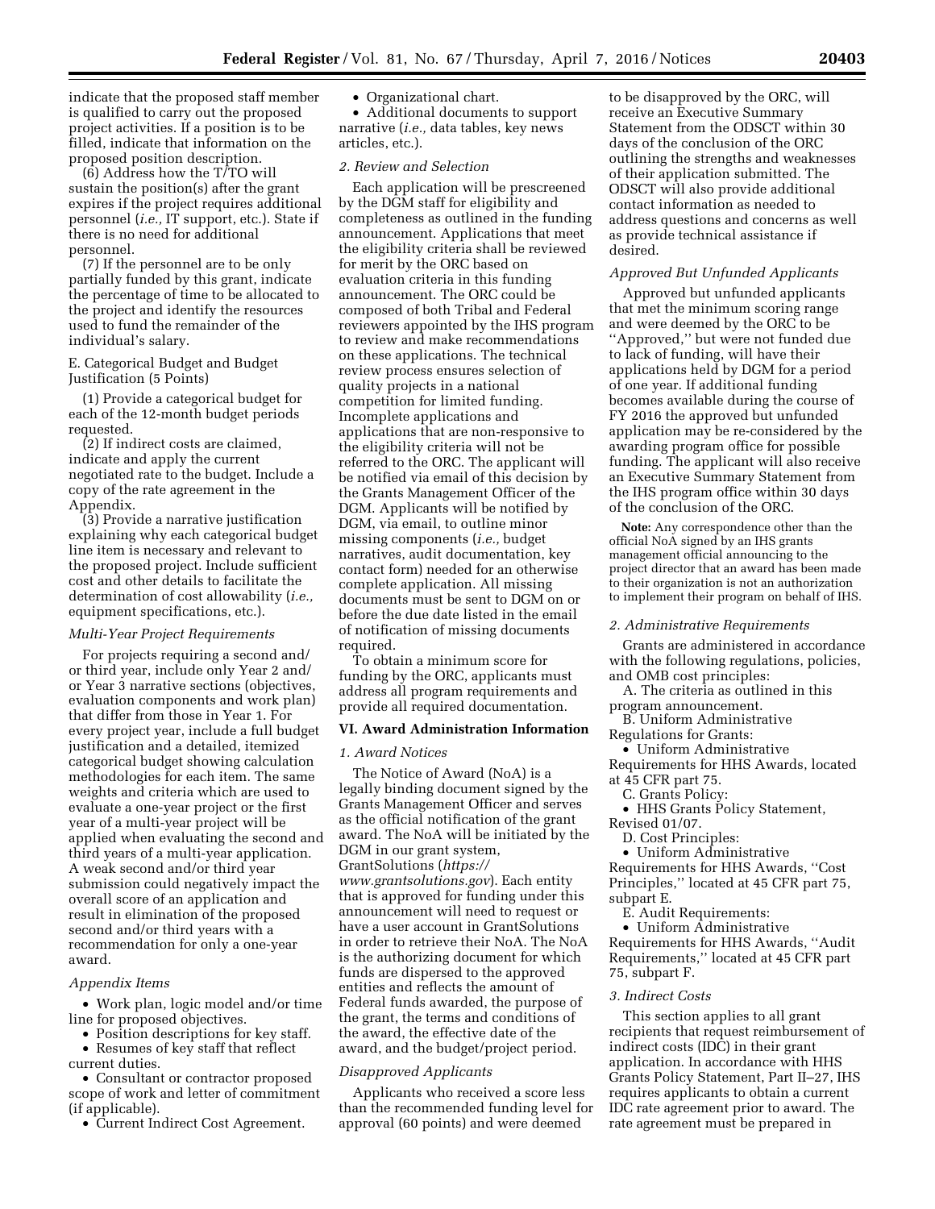indicate that the proposed staff member is qualified to carry out the proposed project activities. If a position is to be filled, indicate that information on the proposed position description.

(6) Address how the T/TO will sustain the position(s) after the grant expires if the project requires additional personnel (*i.e.,* IT support, etc.). State if there is no need for additional personnel.

(7) If the personnel are to be only partially funded by this grant, indicate the percentage of time to be allocated to the project and identify the resources used to fund the remainder of the individual's salary.

E. Categorical Budget and Budget Justification (5 Points)

(1) Provide a categorical budget for each of the 12-month budget periods requested.

(2) If indirect costs are claimed, indicate and apply the current negotiated rate to the budget. Include a copy of the rate agreement in the Appendix.

(3) Provide a narrative justification explaining why each categorical budget line item is necessary and relevant to the proposed project. Include sufficient cost and other details to facilitate the determination of cost allowability (*i.e.,* equipment specifications, etc.).

*Multi-Year Project Requirements*

For projects requiring a second and/or third year, include only Year 2 and/or Year 3 narrative sections (objectives, evaluation components and work plan) that differ from those in Year 1. For every project year, include a full budget justification and a detailed, itemized categorical budget showing calculation methodologies for each item. The same weights and criteria which are used to evaluate a one-year project or the first year of a multi-year project will be applied when evaluating the second and third years of a multi-year application. A weak second and/or third year submission could negatively impact the overall score of an application and result in elimination of the proposed second and/or third years with a recommendation for only a one-year award.

*Appendix Items*

- Work plan, logic model and/or time line for proposed objectives.
- Position descriptions for key staff.
- Resumes of key staff that reflect current duties.
- Consultant or contractor proposed scope of work and letter of commitment (if applicable).
- Current Indirect Cost Agreement.
- Organizational chart.
- Additional documents to support narrative (*i.e.,* data tables, key news articles, etc.).

*2. Review and Selection*

Each application will be prescreened by the DGM staff for eligibility and completeness as outlined in the funding announcement. Applications that meet the eligibility criteria shall be reviewed for merit by the ORC based on evaluation criteria in this funding announcement. The ORC could be composed of both Tribal and Federal reviewers appointed by the IHS program to review and make recommendations on these applications. The technical review process ensures selection of quality projects in a national competition for limited funding. Incomplete applications and applications that are non-responsive to the eligibility criteria will not be referred to the ORC. The applicant will be notified via email of this decision by the Grants Management Officer of the DGM. Applicants will be notified by DGM, via email, to outline minor missing components (*i.e.,* budget narratives, audit documentation, key contact form) needed for an otherwise complete application. All missing documents must be sent to DGM on or before the due date listed in the email of notification of missing documents required.

To obtain a minimum score for funding by the ORC, applicants must address all program requirements and provide all required documentation.

## VI. Award Administration Information

*1. Award Notices*

The Notice of Award (NoA) is a legally binding document signed by the Grants Management Officer and serves as the official notification of the grant award. The NoA will be initiated by the DGM in our grant system, GrantSolutions (*https://www.grantsolutions.gov*). Each entity that is approved for funding under this announcement will need to request or have a user account in GrantSolutions in order to retrieve their NoA. The NoA is the authorizing document for which funds are dispersed to the approved entities and reflects the amount of Federal funds awarded, the purpose of the grant, the terms and conditions of the award, the effective date of the award, and the budget/project period.

*Disapproved Applicants*

Applicants who received a score less than the recommended funding level for approval (60 points) and were deemed to be disapproved by the ORC, will receive an Executive Summary Statement from the ODSCT within 30 days of the conclusion of the ORC outlining the strengths and weaknesses of their application submitted. The ODSCT will also provide additional contact information as needed to address questions and concerns as well as provide technical assistance if desired.

*Approved But Unfunded Applicants*

Approved but unfunded applicants that met the minimum scoring range and were deemed by the ORC to be ''Approved,'' but were not funded due to lack of funding, will have their applications held by DGM for a period of one year. If additional funding becomes available during the course of FY 2016 the approved but unfunded application may be re-considered by the awarding program office for possible funding. The applicant will also receive an Executive Summary Statement from the IHS program office within 30 days of the conclusion of the ORC.

**Note:** Any correspondence other than the official NoA signed by an IHS grants management official announcing to the project director that an award has been made to their organization is not an authorization to implement their program on behalf of IHS.

*2. Administrative Requirements*

Grants are administered in accordance with the following regulations, policies, and OMB cost principles:

A. The criteria as outlined in this program announcement.

B. Uniform Administrative Regulations for Grants:

- Uniform Administrative Requirements for HHS Awards, located at 45 CFR part 75.

C. Grants Policy:

- HHS Grants Policy Statement, Revised 01/07.

D. Cost Principles:

- Uniform Administrative Requirements for HHS Awards, ''Cost Principles,'' located at 45 CFR part 75, subpart E.

E. Audit Requirements:

- Uniform Administrative Requirements for HHS Awards, ''Audit Requirements,'' located at 45 CFR part 75, subpart F.

*3. Indirect Costs*

This section applies to all grant recipients that request reimbursement of indirect costs (IDC) in their grant application. In accordance with HHS Grants Policy Statement, Part II–27, IHS requires applicants to obtain a current IDC rate agreement prior to award. The rate agreement must be prepared in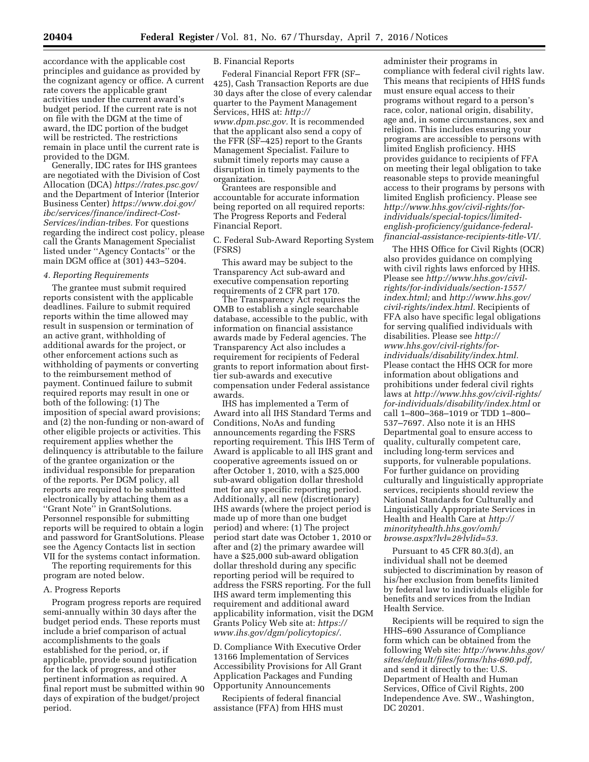accordance with the applicable cost principles and guidance as provided by the cognizant agency or office. A current rate covers the applicable grant activities under the current award's budget period. If the current rate is not on file with the DGM at the time of award, the IDC portion of the budget will be restricted. The restrictions remain in place until the current rate is provided to the DGM.

Generally, IDC rates for IHS grantees are negotiated with the Division of Cost Allocation (DCA) *https://rates.psc.gov/* and the Department of Interior (Interior Business Center) *https://www.doi.gov/ibc/services/finance/indirect-Cost-Services/indian-tribes.* For questions regarding the indirect cost policy, please call the Grants Management Specialist listed under ''Agency Contacts'' or the main DGM office at (301) 443–5204.

*4. Reporting Requirements*

The grantee must submit required reports consistent with the applicable deadlines. Failure to submit required reports within the time allowed may result in suspension or termination of an active grant, withholding of additional awards for the project, or other enforcement actions such as withholding of payments or converting to the reimbursement method of payment. Continued failure to submit required reports may result in one or both of the following: (1) The imposition of special award provisions; and (2) the non-funding or non-award of other eligible projects or activities. This requirement applies whether the delinquency is attributable to the failure of the grantee organization or the individual responsible for preparation of the reports. Per DGM policy, all reports are required to be submitted electronically by attaching them as a ''Grant Note'' in GrantSolutions. Personnel responsible for submitting reports will be required to obtain a login and password for GrantSolutions. Please see the Agency Contacts list in section VII for the systems contact information.

The reporting requirements for this program are noted below.

A. Progress Reports

Program progress reports are required semi-annually within 30 days after the budget period ends. These reports must include a brief comparison of actual accomplishments to the goals established for the period, or, if applicable, provide sound justification for the lack of progress, and other pertinent information as required. A final report must be submitted within 90 days of expiration of the budget/project period.

B. Financial Reports

Federal Financial Report FFR (SF–425), Cash Transaction Reports are due 30 days after the close of every calendar quarter to the Payment Management Services, HHS at: *http://www.dpm.psc.gov.* It is recommended that the applicant also send a copy of the FFR (SF–425) report to the Grants Management Specialist. Failure to submit timely reports may cause a disruption in timely payments to the organization.

Grantees are responsible and accountable for accurate information being reported on all required reports: The Progress Reports and Federal Financial Report.

C. Federal Sub-Award Reporting System (FSRS)

This award may be subject to the Transparency Act sub-award and executive compensation reporting requirements of 2 CFR part 170.

The Transparency Act requires the OMB to establish a single searchable database, accessible to the public, with information on financial assistance awards made by Federal agencies. The Transparency Act also includes a requirement for recipients of Federal grants to report information about first-tier sub-awards and executive compensation under Federal assistance awards.

IHS has implemented a Term of Award into all IHS Standard Terms and Conditions, NoAs and funding announcements regarding the FSRS reporting requirement. This IHS Term of Award is applicable to all IHS grant and cooperative agreements issued on or after October 1, 2010, with a $25,000 sub-award obligation dollar threshold met for any specific reporting period. Additionally, all new (discretionary) IHS awards (where the project period is made up of more than one budget period) and where: (1) The project period start date was October 1, 2010 or after and (2) the primary awardee will have a $25,000 sub-award obligation dollar threshold during any specific reporting period will be required to address the FSRS reporting. For the full IHS award term implementing this requirement and additional award applicability information, visit the DGM Grants Policy Web site at: *https://www.ihs.gov/dgm/policytopics/.*

D. Compliance With Executive Order 13166 Implementation of Services Accessibility Provisions for All Grant Application Packages and Funding Opportunity Announcements

Recipients of federal financial assistance (FFA) from HHS must administer their programs in compliance with federal civil rights law. This means that recipients of HHS funds must ensure equal access to their programs without regard to a person's race, color, national origin, disability, age and, in some circumstances, sex and religion. This includes ensuring your programs are accessible to persons with limited English proficiency. HHS provides guidance to recipients of FFA on meeting their legal obligation to take reasonable steps to provide meaningful access to their programs by persons with limited English proficiency. Please see *http://www.hhs.gov/civil-rights/for-individuals/special-topics/limited-english-proficiency/guidance-federal-financial-assistance-recipients-title-VI/.*

The HHS Office for Civil Rights (OCR) also provides guidance on complying with civil rights laws enforced by HHS. Please see *http://www.hhs.gov/civil-rights/for-individuals/section-1557/index.html;* and *http://www.hhs.gov/civil-rights/index.html.* Recipients of FFA also have specific legal obligations for serving qualified individuals with disabilities. Please see *http://www.hhs.gov/civil-rights/for-individuals/disability/index.html.* Please contact the HHS OCR for more information about obligations and prohibitions under federal civil rights laws at *http://www.hhs.gov/civil-rights/for-individuals/disability/index.html* or call 1–800–368–1019 or TDD 1–800–537–7697. Also note it is an HHS Departmental goal to ensure access to quality, culturally competent care, including long-term services and supports, for vulnerable populations. For further guidance on providing culturally and linguistically appropriate services, recipients should review the National Standards for Culturally and Linguistically Appropriate Services in Health and Health Care at *http://minorityhealth.hhs.gov/omh/browse.aspx?lvl=2&lvlid=53.*

Pursuant to 45 CFR 80.3(d), an individual shall not be deemed subjected to discrimination by reason of his/her exclusion from benefits limited by federal law to individuals eligible for benefits and services from the Indian Health Service.

Recipients will be required to sign the HHS–690 Assurance of Compliance form which can be obtained from the following Web site: *http://www.hhs.gov/sites/default/files/forms/hhs-690.pdf,* and send it directly to the: U.S. Department of Health and Human Services, Office of Civil Rights, 200 Independence Ave. SW., Washington, DC 20201.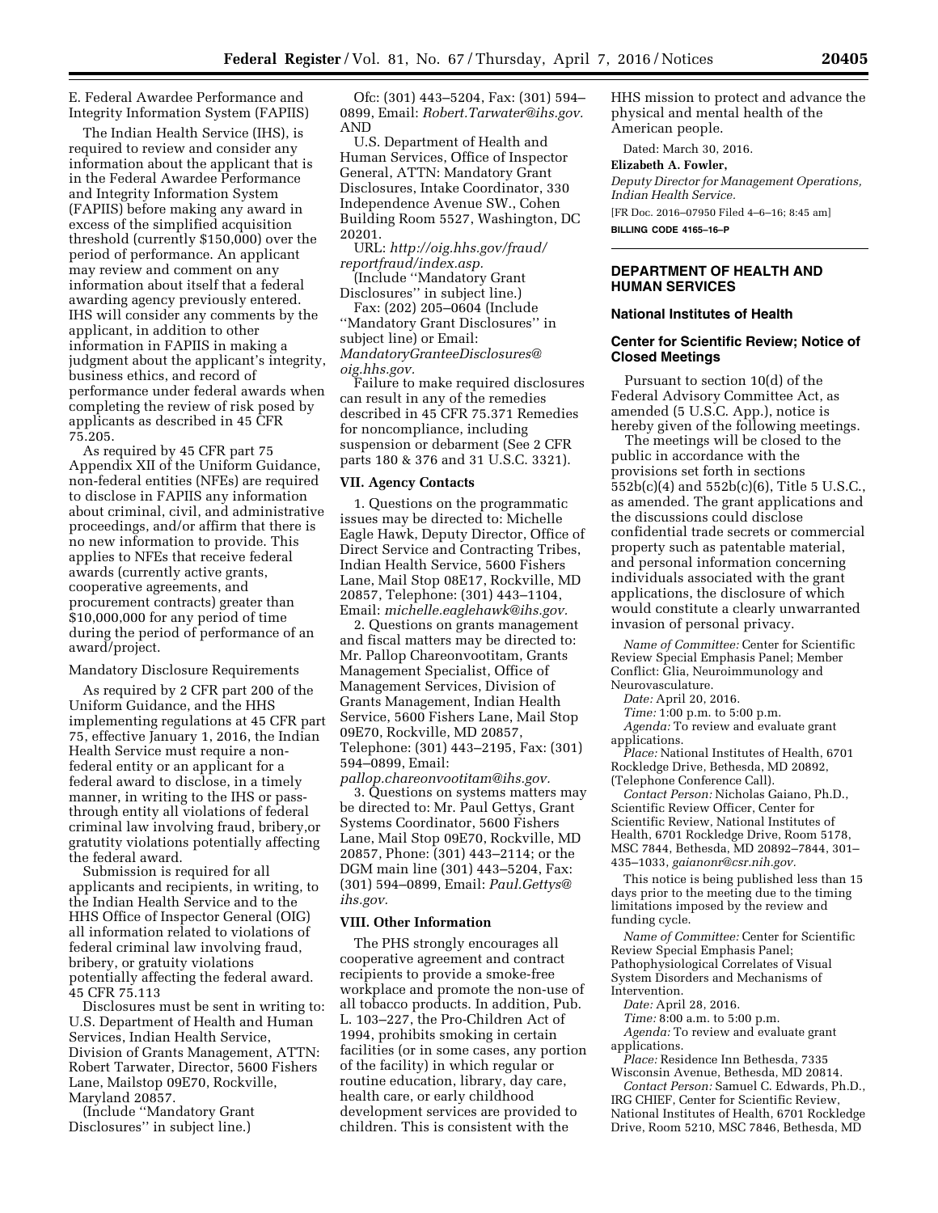E. Federal Awardee Performance and Integrity Information System (FAPIIS)

The Indian Health Service (IHS), is required to review and consider any information about the applicant that is in the Federal Awardee Performance and Integrity Information System (FAPIIS) before making any award in excess of the simplified acquisition threshold (currently $150,000) over the period of performance. An applicant may review and comment on any information about itself that a federal awarding agency previously entered. IHS will consider any comments by the applicant, in addition to other information in FAPIIS in making a judgment about the applicant's integrity, business ethics, and record of performance under federal awards when completing the review of risk posed by applicants as described in 45 CFR 75.205.

As required by 45 CFR part 75 Appendix XII of the Uniform Guidance, non-federal entities (NFEs) are required to disclose in FAPIIS any information about criminal, civil, and administrative proceedings, and/or affirm that there is no new information to provide. This applies to NFEs that receive federal awards (currently active grants, cooperative agreements, and procurement contracts) greater than $10,000,000 for any period of time during the period of performance of an award/project.

Mandatory Disclosure Requirements

As required by 2 CFR part 200 of the Uniform Guidance, and the HHS implementing regulations at 45 CFR part 75, effective January 1, 2016, the Indian Health Service must require a non-federal entity or an applicant for a federal award to disclose, in a timely manner, in writing to the IHS or pass-through entity all violations of federal criminal law involving fraud, bribery,or gratuity violations potentially affecting the federal award.

Submission is required for all applicants and recipients, in writing, to the Indian Health Service and to the HHS Office of Inspector General (OIG) all information related to violations of federal criminal law involving fraud, bribery, or gratuity violations potentially affecting the federal award. 45 CFR 75.113

Disclosures must be sent in writing to: U.S. Department of Health and Human Services, Indian Health Service, Division of Grants Management, ATTN: Robert Tarwater, Director, 5600 Fishers Lane, Mailstop 09E70, Rockville, Maryland 20857.

(Include ''Mandatory Grant Disclosures'' in subject line.)

Ofc: (301) 443–5204, Fax: (301) 594–0899, Email: *Robert.Tarwater@ihs.gov.* AND

U.S. Department of Health and Human Services, Office of Inspector General, ATTN: Mandatory Grant Disclosures, Intake Coordinator, 330 Independence Avenue SW., Cohen Building Room 5527, Washington, DC 20201.

URL: *http://oig.hhs.gov/fraud/reportfraud/index.asp.*

(Include ''Mandatory Grant Disclosures'' in subject line.)

Fax: (202) 205–0604 (Include ''Mandatory Grant Disclosures'' in subject line) or Email: *MandatoryGranteeDisclosures@oig.hhs.gov.*

Failure to make required disclosures can result in any of the remedies described in 45 CFR 75.371 Remedies for noncompliance, including suspension or debarment (See 2 CFR parts 180 & 376 and 31 U.S.C. 3321).

### VII. Agency Contacts

1. Questions on the programmatic issues may be directed to: Michelle Eagle Hawk, Deputy Director, Office of Direct Service and Contracting Tribes, Indian Health Service, 5600 Fishers Lane, Mail Stop 08E17, Rockville, MD 20857, Telephone: (301) 443–1104, Email: *michelle.eaglehawk@ihs.gov.*

2. Questions on grants management and fiscal matters may be directed to: Mr. Pallop Chareonvootitam, Grants Management Specialist, Office of Management Services, Division of Grants Management, Indian Health Service, 5600 Fishers Lane, Mail Stop 09E70, Rockville, MD 20857, Telephone: (301) 443–2195, Fax: (301) 594–0899, Email: *pallop.chareonvootitam@ihs.gov.*

3. Questions on systems matters may be directed to: Mr. Paul Gettys, Grant Systems Coordinator, 5600 Fishers Lane, Mail Stop 09E70, Rockville, MD 20857, Phone: (301) 443–2114; or the DGM main line (301) 443–5204, Fax: (301) 594–0899, Email: *Paul.Gettys@ihs.gov.*

### VIII. Other Information

The PHS strongly encourages all cooperative agreement and contract recipients to provide a smoke-free workplace and promote the non-use of all tobacco products. In addition, Pub. L. 103–227, the Pro-Children Act of 1994, prohibits smoking in certain facilities (or in some cases, any portion of the facility) in which regular or routine education, library, day care, health care, or early childhood development services are provided to children. This is consistent with the HHS mission to protect and advance the physical and mental health of the American people.

Dated: March 30, 2016.

**Elizabeth A. Fowler,**

*Deputy Director for Management Operations, Indian Health Service.*

[FR Doc. 2016–07950 Filed 4–6–16; 8:45 am]

**BILLING CODE 4165–16–P**

## DEPARTMENT OF HEALTH AND HUMAN SERVICES

### National Institutes of Health

### Center for Scientific Review; Notice of Closed Meetings

Pursuant to section 10(d) of the Federal Advisory Committee Act, as amended (5 U.S.C. App.), notice is hereby given of the following meetings.

The meetings will be closed to the public in accordance with the provisions set forth in sections 552b(c)(4) and 552b(c)(6), Title 5 U.S.C., as amended. The grant applications and the discussions could disclose confidential trade secrets or commercial property such as patentable material, and personal information concerning individuals associated with the grant applications, the disclosure of which would constitute a clearly unwarranted invasion of personal privacy.

*Name of Committee:* Center for Scientific Review Special Emphasis Panel; Member Conflict: Glia, Neuroimmunology and Neurovasculature.

*Date:* April 20, 2016.

*Time:* 1:00 p.m. to 5:00 p.m.

*Agenda:* To review and evaluate grant applications.

*Place:* National Institutes of Health, 6701 Rockledge Drive, Bethesda, MD 20892, (Telephone Conference Call).

*Contact Person:* Nicholas Gaiano, Ph.D., Scientific Review Officer, Center for Scientific Review, National Institutes of Health, 6701 Rockledge Drive, Room 5178, MSC 7844, Bethesda, MD 20892–7844, 301–435–1033, *gaianonr@csr.nih.gov.*

This notice is being published less than 15 days prior to the meeting due to the timing limitations imposed by the review and funding cycle.

*Name of Committee:* Center for Scientific Review Special Emphasis Panel; Pathophysiological Correlates of Visual System Disorders and Mechanisms of Intervention.

*Date:* April 28, 2016.

*Time:* 8:00 a.m. to 5:00 p.m.

*Agenda:* To review and evaluate grant applications.

*Place:* Residence Inn Bethesda, 7335 Wisconsin Avenue, Bethesda, MD 20814.

*Contact Person:* Samuel C. Edwards, Ph.D., IRG CHIEF, Center for Scientific Review, National Institutes of Health, 6701 Rockledge Drive, Room 5210, MSC 7846, Bethesda, MD